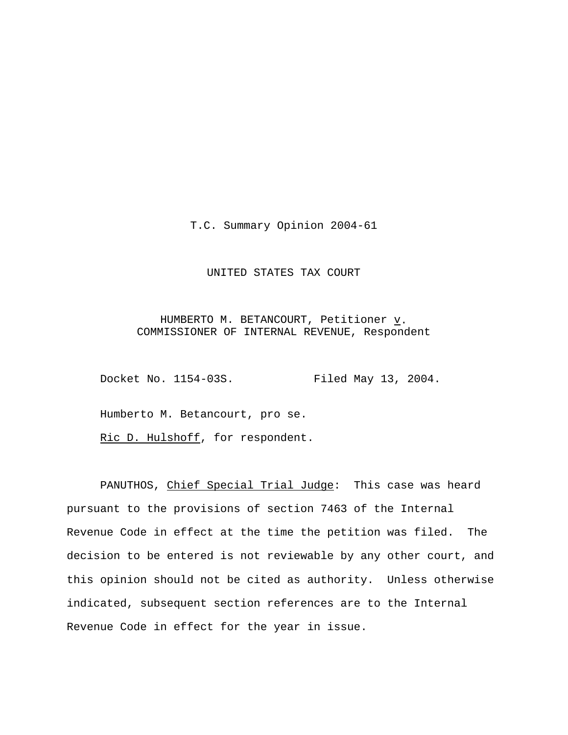T.C. Summary Opinion 2004-61

UNITED STATES TAX COURT

HUMBERTO M. BETANCOURT, Petitioner *v*.
COMMISSIONER OF INTERNAL REVENUE, Respondent

Docket No. 1154-03S.          Filed May 13, 2004.

Humberto M. Betancourt, pro se.

*Ric D. Hulshoff*, for respondent.

PANUTHOS, *Chief Special Trial Judge*: This case was heard pursuant to the provisions of section 7463 of the Internal Revenue Code in effect at the time the petition was filed. The decision to be entered is not reviewable by any other court, and this opinion should not be cited as authority. Unless otherwise indicated, subsequent section references are to the Internal Revenue Code in effect for the year in issue.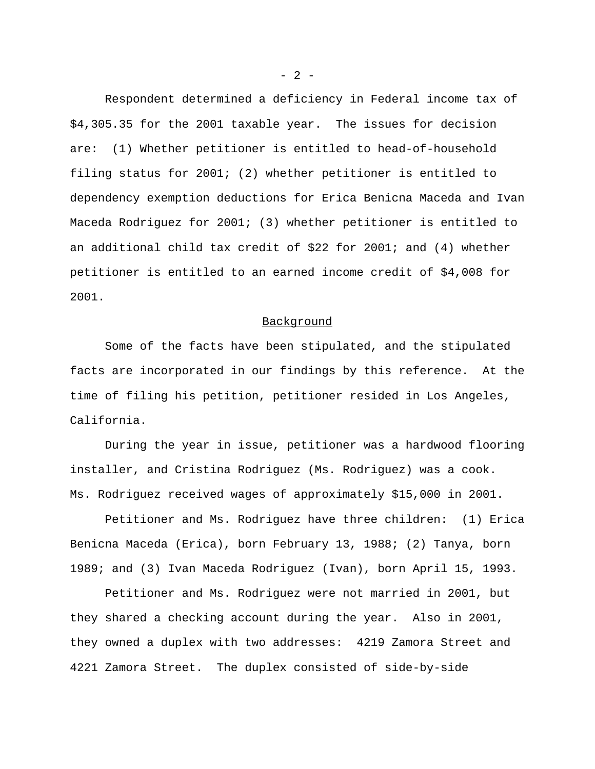Respondent determined a deficiency in Federal income tax of $4,305.35 for the 2001 taxable year. The issues for decision are: (1) Whether petitioner is entitled to head-of-household filing status for 2001; (2) whether petitioner is entitled to dependency exemption deductions for Erica Benicna Maceda and Ivan Maceda Rodriguez for 2001; (3) whether petitioner is entitled to an additional child tax credit of $22 for 2001; and (4) whether petitioner is entitled to an earned income credit of $4,008 for 2001.

## Background

Some of the facts have been stipulated, and the stipulated facts are incorporated in our findings by this reference. At the time of filing his petition, petitioner resided in Los Angeles, California.

During the year in issue, petitioner was a hardwood flooring installer, and Cristina Rodriguez (Ms. Rodriguez) was a cook. Ms. Rodriguez received wages of approximately $15,000 in 2001.

Petitioner and Ms. Rodriguez have three children: (1) Erica Benicna Maceda (Erica), born February 13, 1988; (2) Tanya, born 1989; and (3) Ivan Maceda Rodriguez (Ivan), born April 15, 1993.

Petitioner and Ms. Rodriguez were not married in 2001, but they shared a checking account during the year. Also in 2001, they owned a duplex with two addresses: 4219 Zamora Street and 4221 Zamora Street. The duplex consisted of side-by-side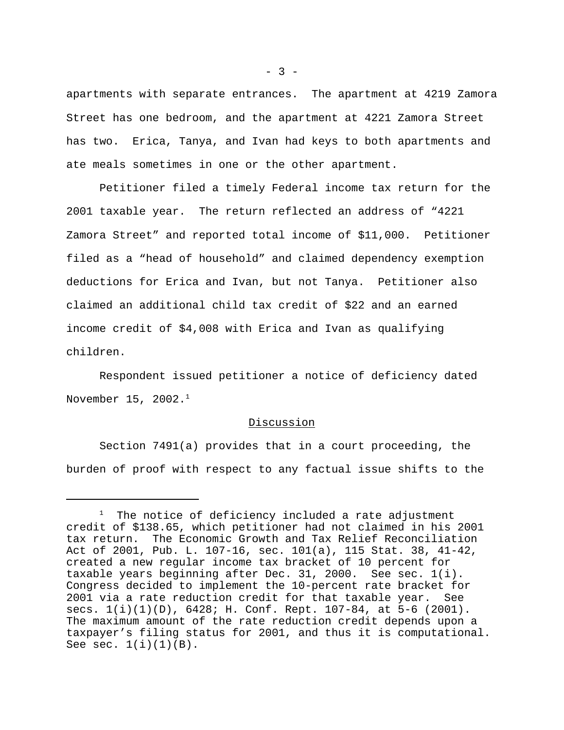apartments with separate entrances. The apartment at 4219 Zamora Street has one bedroom, and the apartment at 4221 Zamora Street has two. Erica, Tanya, and Ivan had keys to both apartments and ate meals sometimes in one or the other apartment.

Petitioner filed a timely Federal income tax return for the 2001 taxable year. The return reflected an address of "4221 Zamora Street" and reported total income of $11,000. Petitioner filed as a "head of household" and claimed dependency exemption deductions for Erica and Ivan, but not Tanya. Petitioner also claimed an additional child tax credit of $22 and an earned income credit of $4,008 with Erica and Ivan as qualifying children.

Respondent issued petitioner a notice of deficiency dated November 15, 2002.[1]

## Discussion

Section 7491(a) provides that in a court proceeding, the burden of proof with respect to any factual issue shifts to the

---

[1] The notice of deficiency included a rate adjustment credit of $138.65, which petitioner had not claimed in his 2001 tax return. The Economic Growth and Tax Relief Reconciliation Act of 2001, Pub. L. 107-16, sec. 101(a), 115 Stat. 38, 41-42, created a new regular income tax bracket of 10 percent for taxable years beginning after Dec. 31, 2000. See sec. 1(i). Congress decided to implement the 10-percent rate bracket for 2001 via a rate reduction credit for that taxable year. See secs. 1(i)(1)(D), 6428; H. Conf. Rept. 107-84, at 5-6 (2001). The maximum amount of the rate reduction credit depends upon a taxpayer's filing status for 2001, and thus it is computational. See sec. 1(i)(1)(B).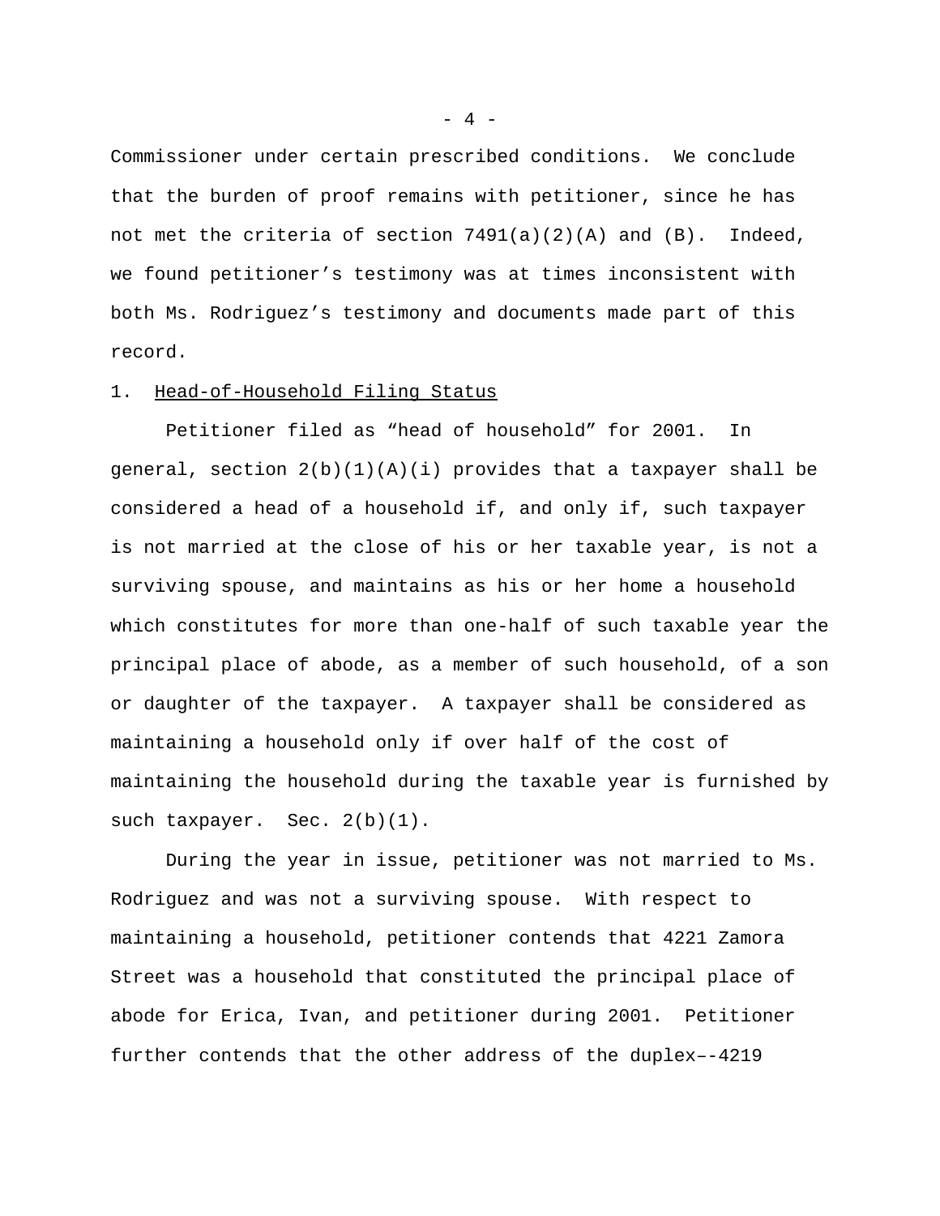Commissioner under certain prescribed conditions. We conclude that the burden of proof remains with petitioner, since he has not met the criteria of section 7491(a)(2)(A) and (B). Indeed, we found petitioner's testimony was at times inconsistent with both Ms. Rodriguez's testimony and documents made part of this record.

1. <u>Head-of-Household Filing Status</u>

Petitioner filed as "head of household" for 2001. In general, section 2(b)(1)(A)(i) provides that a taxpayer shall be considered a head of a household if, and only if, such taxpayer is not married at the close of his or her taxable year, is not a surviving spouse, and maintains as his or her home a household which constitutes for more than one-half of such taxable year the principal place of abode, as a member of such household, of a son or daughter of the taxpayer. A taxpayer shall be considered as maintaining a household only if over half of the cost of maintaining the household during the taxable year is furnished by such taxpayer. Sec. 2(b)(1).

During the year in issue, petitioner was not married to Ms. Rodriguez and was not a surviving spouse. With respect to maintaining a household, petitioner contends that 4221 Zamora Street was a household that constituted the principal place of abode for Erica, Ivan, and petitioner during 2001. Petitioner further contends that the other address of the duplex--4219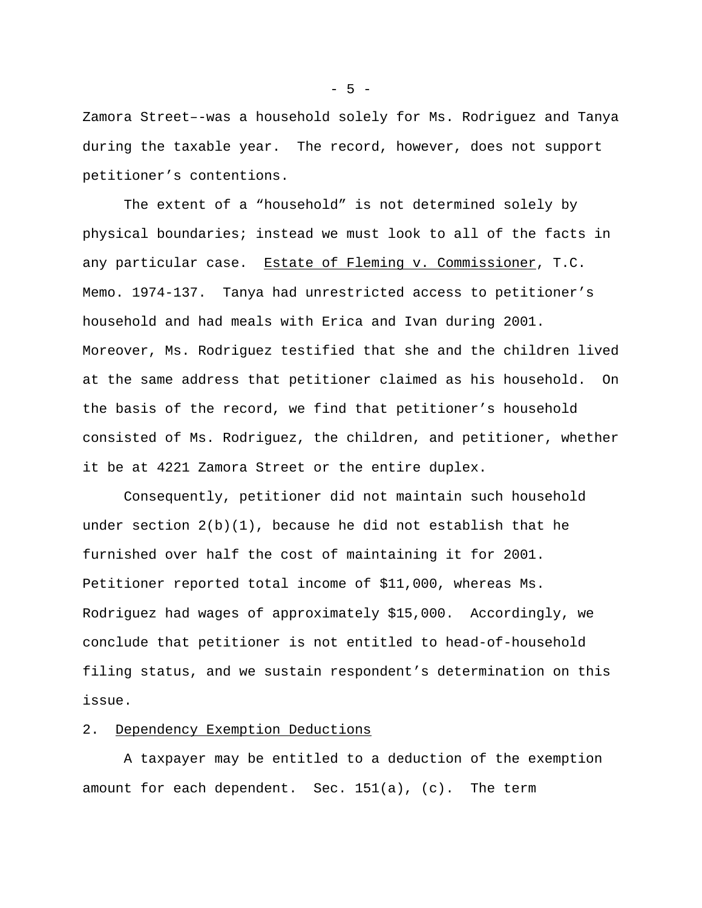Zamora Street––was a household solely for Ms. Rodriguez and Tanya during the taxable year. The record, however, does not support petitioner's contentions.

The extent of a "household" is not determined solely by physical boundaries; instead we must look to all of the facts in any particular case. Estate of Fleming v. Commissioner, T.C. Memo. 1974-137. Tanya had unrestricted access to petitioner's household and had meals with Erica and Ivan during 2001. Moreover, Ms. Rodriguez testified that she and the children lived at the same address that petitioner claimed as his household. On the basis of the record, we find that petitioner's household consisted of Ms. Rodriguez, the children, and petitioner, whether it be at 4221 Zamora Street or the entire duplex.

Consequently, petitioner did not maintain such household under section 2(b)(1), because he did not establish that he furnished over half the cost of maintaining it for 2001. Petitioner reported total income of $11,000, whereas Ms. Rodriguez had wages of approximately $15,000. Accordingly, we conclude that petitioner is not entitled to head-of-household filing status, and we sustain respondent's determination on this issue.

2. Dependency Exemption Deductions

A taxpayer may be entitled to a deduction of the exemption amount for each dependent. Sec. 151(a), (c). The term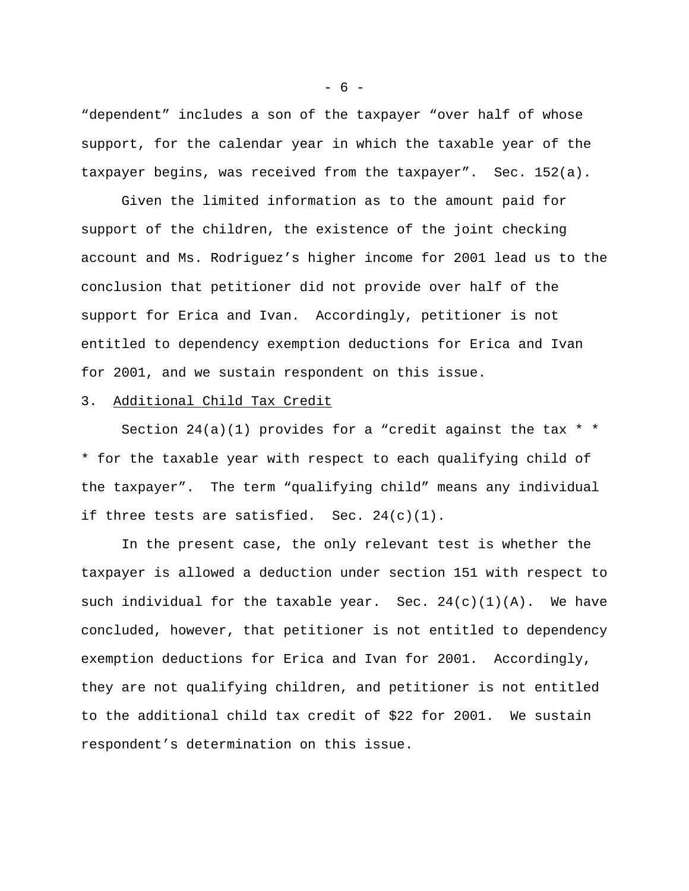“dependent” includes a son of the taxpayer “over half of whose support, for the calendar year in which the taxable year of the taxpayer begins, was received from the taxpayer”. Sec. 152(a).

Given the limited information as to the amount paid for support of the children, the existence of the joint checking account and Ms. Rodriguez’s higher income for 2001 lead us to the conclusion that petitioner did not provide over half of the support for Erica and Ivan. Accordingly, petitioner is not entitled to dependency exemption deductions for Erica and Ivan for 2001, and we sustain respondent on this issue.

3. Additional Child Tax Credit

Section 24(a)(1) provides for a “credit against the tax * * * for the taxable year with respect to each qualifying child of the taxpayer”. The term “qualifying child” means any individual if three tests are satisfied. Sec. 24(c)(1).

In the present case, the only relevant test is whether the taxpayer is allowed a deduction under section 151 with respect to such individual for the taxable year. Sec. 24(c)(1)(A). We have concluded, however, that petitioner is not entitled to dependency exemption deductions for Erica and Ivan for 2001. Accordingly, they are not qualifying children, and petitioner is not entitled to the additional child tax credit of $22 for 2001. We sustain respondent’s determination on this issue.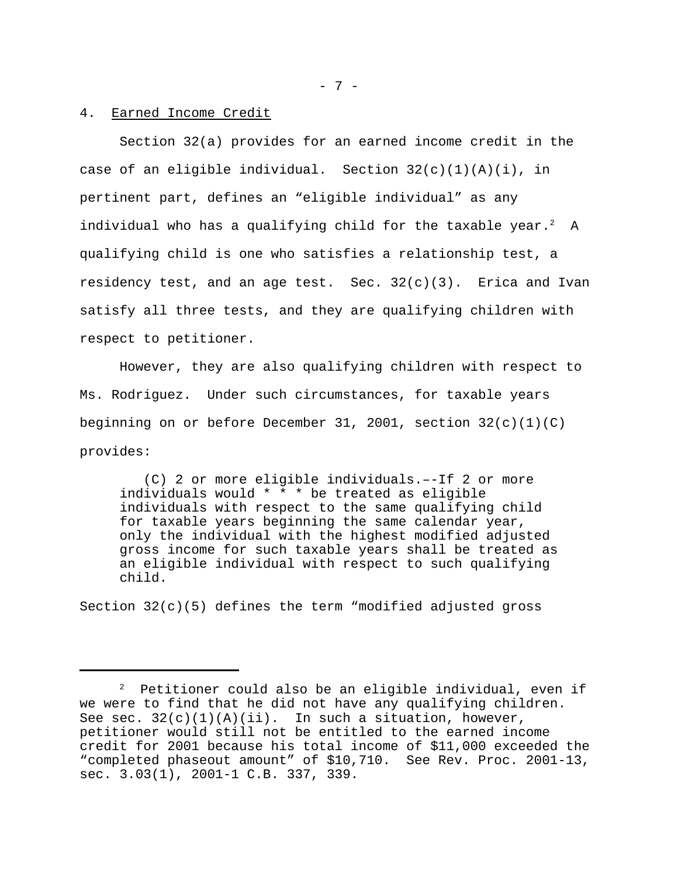4. Earned Income Credit

Section 32(a) provides for an earned income credit in the case of an eligible individual. Section 32(c)(1)(A)(i), in pertinent part, defines an "eligible individual" as any individual who has a qualifying child for the taxable year.[2] A qualifying child is one who satisfies a relationship test, a residency test, and an age test. Sec. 32(c)(3). Erica and Ivan satisfy all three tests, and they are qualifying children with respect to petitioner.

However, they are also qualifying children with respect to Ms. Rodriguez. Under such circumstances, for taxable years beginning on or before December 31, 2001, section 32(c)(1)(C) provides:

> (C) 2 or more eligible individuals.–-If 2 or more individuals would * * * be treated as eligible individuals with respect to the same qualifying child for taxable years beginning the same calendar year, only the individual with the highest modified adjusted gross income for such taxable years shall be treated as an eligible individual with respect to such qualifying child.

Section 32(c)(5) defines the term "modified adjusted gross

---

[2] Petitioner could also be an eligible individual, even if we were to find that he did not have any qualifying children. See sec. 32(c)(1)(A)(ii). In such a situation, however, petitioner would still not be entitled to the earned income credit for 2001 because his total income of $11,000 exceeded the "completed phaseout amount" of $10,710. See Rev. Proc. 2001-13, sec. 3.03(1), 2001-1 C.B. 337, 339.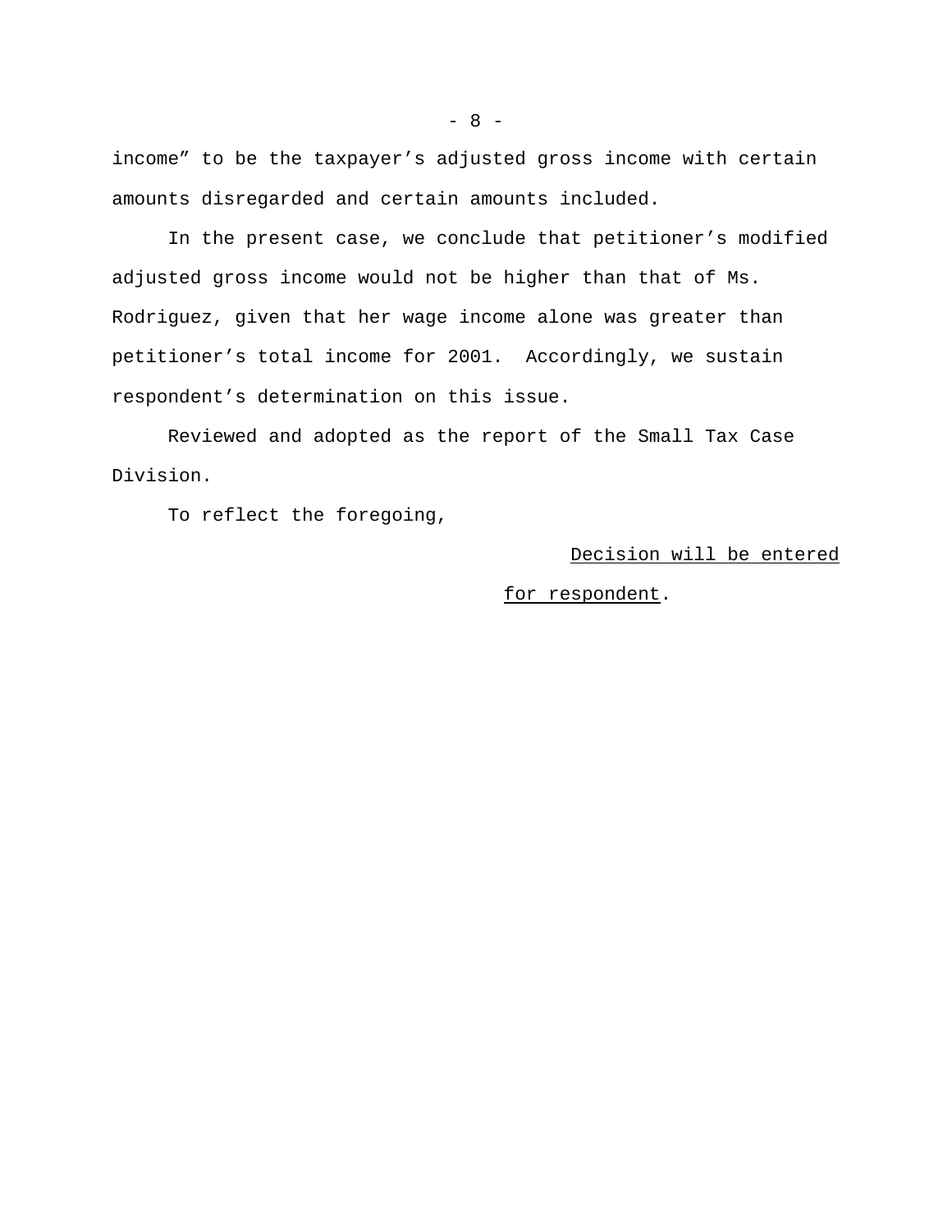income” to be the taxpayer’s adjusted gross income with certain amounts disregarded and certain amounts included.

In the present case, we conclude that petitioner’s modified adjusted gross income would not be higher than that of Ms. Rodriguez, given that her wage income alone was greater than petitioner’s total income for 2001. Accordingly, we sustain respondent’s determination on this issue.

Reviewed and adopted as the report of the Small Tax Case Division.

To reflect the foregoing,

Decision will be entered for respondent.